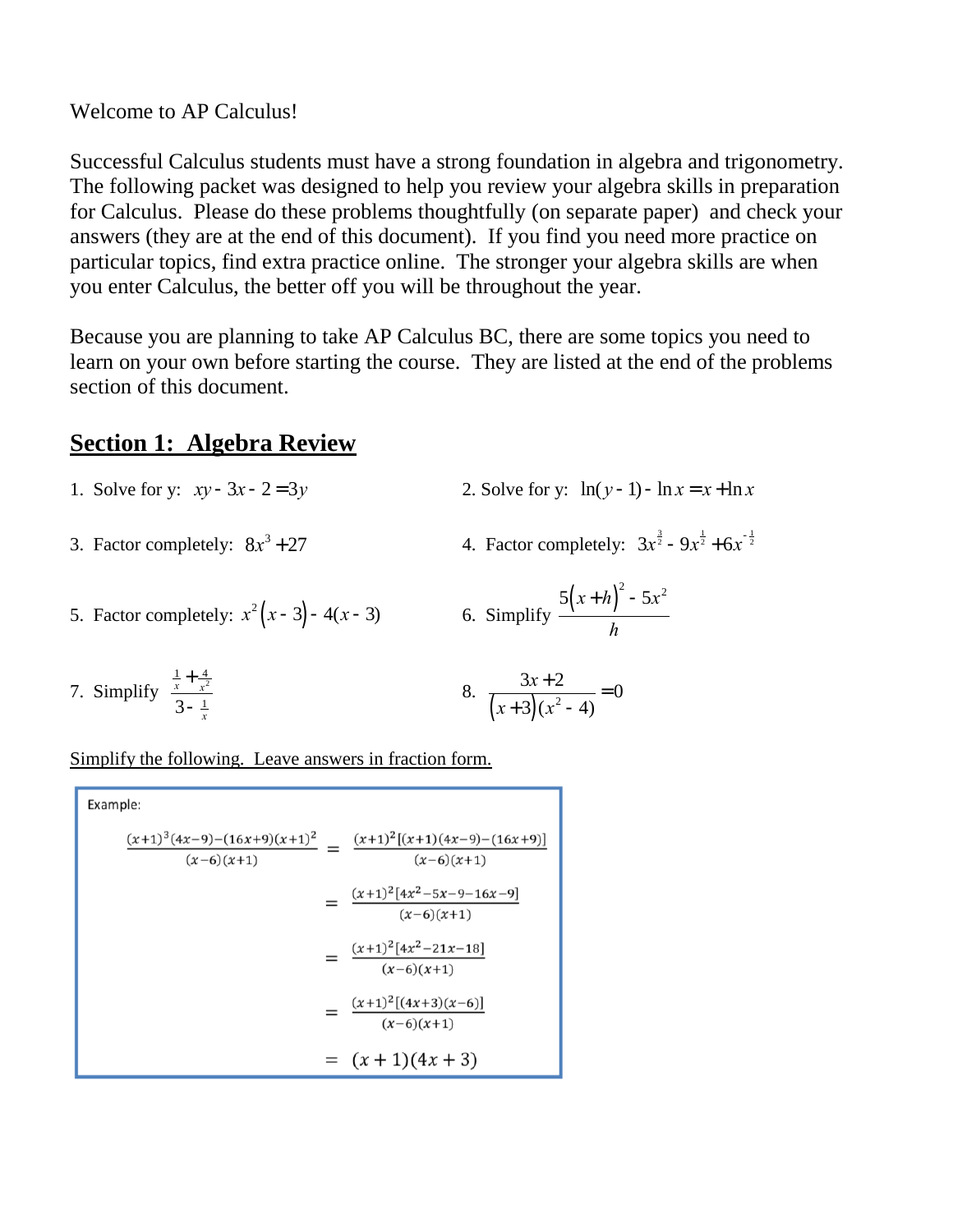Welcome to AP Calculus!

Successful Calculus students must have a strong foundation in algebra and trigonometry. The following packet was designed to help you review your algebra skills in preparation for Calculus. Please do these problems thoughtfully (on separate paper) and check your answers (they are at the end of this document). If you find you need more practice on particular topics, find extra practice online. The stronger your algebra skills are when you enter Calculus, the better off you will be throughout the year.

Because you are planning to take AP Calculus BC, there are some topics you need to learn on your own before starting the course. They are listed at the end of the problems section of this document.

## Section 1: Algebra Review

1. Solve for y: $xy - 3x - 2 = 3y$

2. Solve for y: $\ln(y-1) - \ln x = x + \ln x$

3. Factor completely: $8x^3 + 27$

4. Factor completely: $3x^{\frac{3}{2}} - 9x^{\frac{1}{2}} + 6x^{-\frac{1}{2}}$

5. Factor completely: $x^2(x-3) - 4(x-3)$

6. Simplify $\dfrac{5(x+h)^2 - 5x^2}{h}$

7. Simplify $\dfrac{\frac{1}{x} + \frac{4}{x^2}}{3 - \frac{1}{x}}$

8. $\dfrac{3x+2}{(x+3)(x^2-4)} = 0$

Simplify the following. Leave answers in fraction form.

Example:

$$\frac{(x+1)^3(4x-9)-(16x+9)(x+1)^2}{(x-6)(x+1)} = \frac{(x+1)^2[(x+1)(4x-9)-(16x+9)]}{(x-6)(x+1)}$$

$$= \frac{(x+1)^2[4x^2-5x-9-16x-9]}{(x-6)(x+1)}$$

$$= \frac{(x+1)^2[4x^2-21x-18]}{(x-6)(x+1)}$$

$$= \frac{(x+1)^2[(4x+3)(x-6)]}{(x-6)(x+1)}$$

$$= (x+1)(4x+3)$$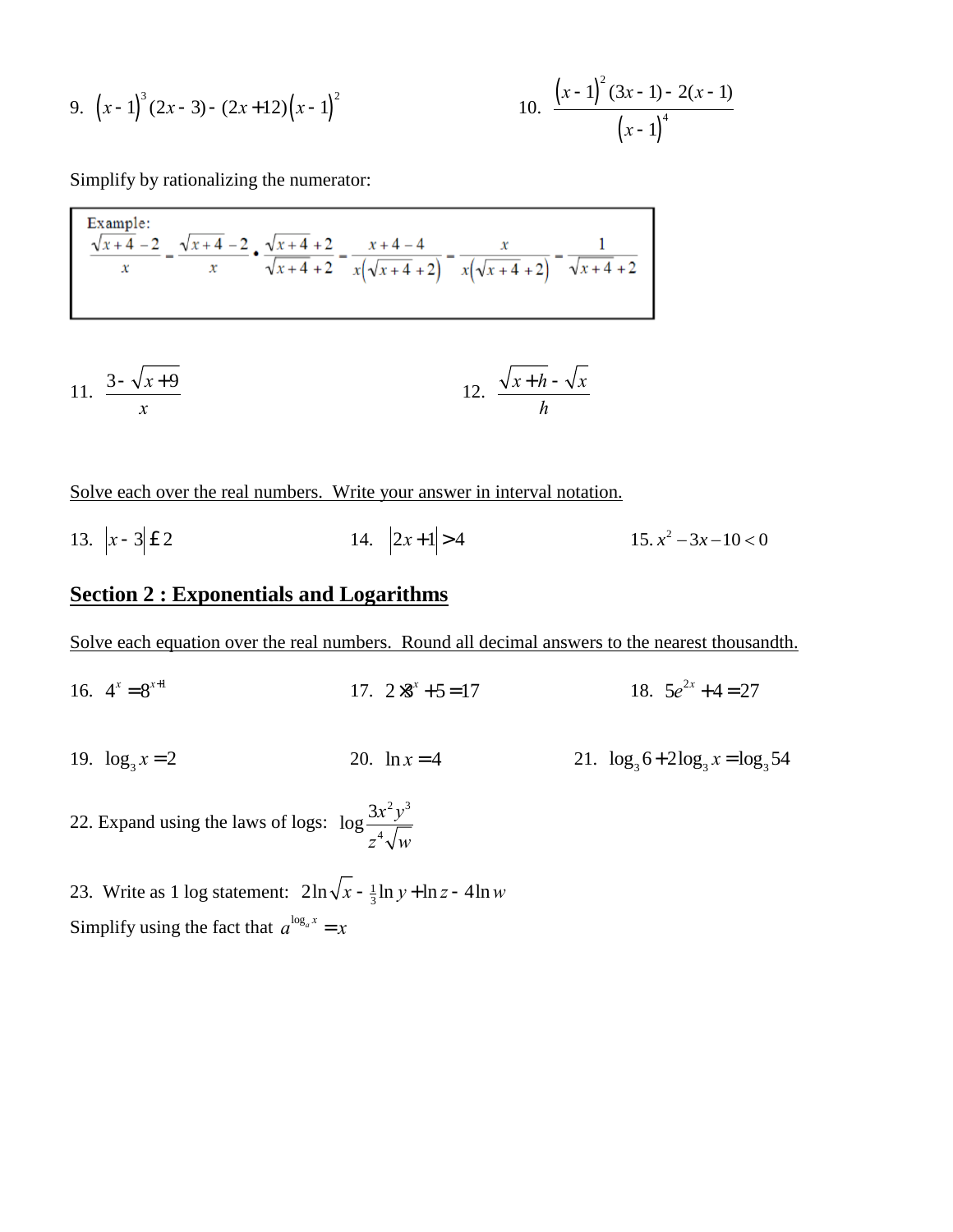9. $\left(x-1\right)^{3}(2x-3)-(2x+12)\left(x-1\right)^{2}$

10. $\dfrac{\left(x-1\right)^{2}(3x-1)-2(x-1)}{\left(x-1\right)^{4}}$

Simplify by rationalizing the numerator:

> Example:
> $$\frac{\sqrt{x+4}-2}{x}=\frac{\sqrt{x+4}-2}{x}\cdot\frac{\sqrt{x+4}+2}{\sqrt{x+4}+2}=\frac{x+4-4}{x\left(\sqrt{x+4}+2\right)}=\frac{x}{x\left(\sqrt{x+4}+2\right)}=\frac{1}{\sqrt{x+4}+2}$$

11. $\dfrac{3-\sqrt{x+9}}{x}$

12. $\dfrac{\sqrt{x+h}-\sqrt{x}}{h}$

Solve each over the real numbers. Write your answer in interval notation.

13. $\left|x-3\right|\le 2$

14. $\left|2x+1\right|>4$

15. $x^{2}-3x-10<0$

## Section 2 : Exponentials and Logarithms

Solve each equation over the real numbers. Round all decimal answers to the nearest thousandth.

16. $4^{x}=8^{x+1}$

17. $2\times 3^{x}+5=17$

18. $5e^{2x}+4=27$

19. $\log_{3}x=2$

20. $\ln x=4$

21. $\log_{3}6+2\log_{3}x=\log_{3}54$

22. Expand using the laws of logs: $\log\dfrac{3x^{2}y^{3}}{z^{4}\sqrt{w}}$

23. Write as 1 log statement: $2\ln\sqrt{x}-\frac{1}{3}\ln y+\ln z-4\ln w$

Simplify using the fact that $a^{\log_{a}x}=x$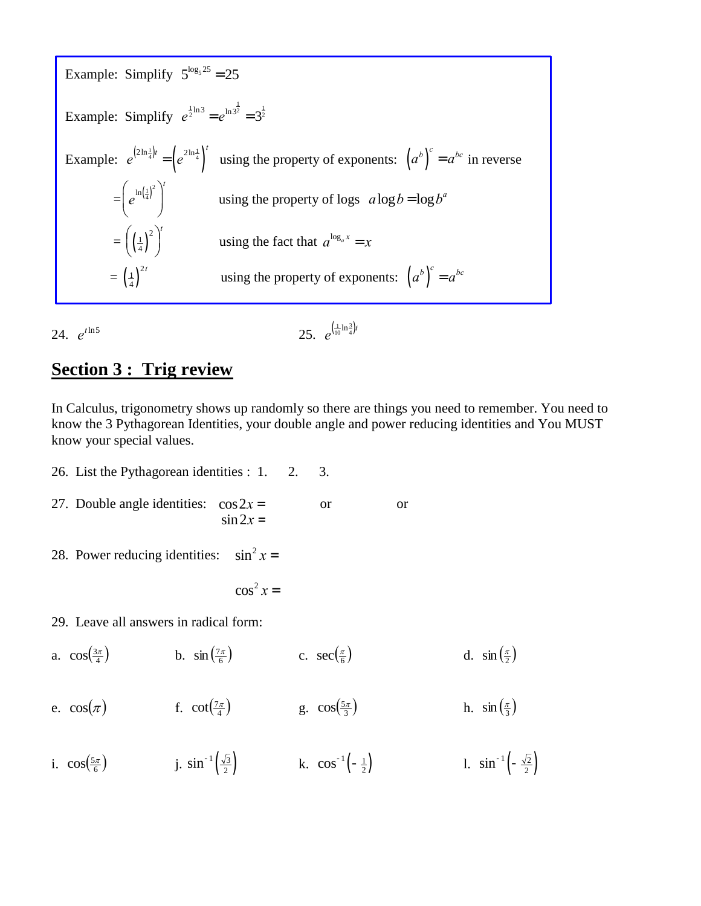Example: Simplify $5^{\log_5 25} = 25$

Example: Simplify $e^{\frac{1}{2}\ln 3} = e^{\ln 3^{\frac{1}{2}}} = 3^{\frac{1}{2}}$

Example: $e^{\left(2\ln\frac{1}{4}\right)t} = \left(e^{2\ln\frac{1}{4}}\right)^t$ using the property of exponents: $\left(a^b\right)^c = a^{bc}$ in reverse

$= \left(e^{\ln\left(\frac{1}{4}\right)^2}\right)^t$ using the property of logs $a\log b = \log b^a$

$= \left(\left(\frac{1}{4}\right)^2\right)^t$ using the fact that $a^{\log_a x} = x$

$= \left(\frac{1}{4}\right)^{2t}$ using the property of exponents: $\left(a^b\right)^c = a^{bc}$

24. $e^{t\ln 5}$

25. $e^{\left(\frac{1}{10}\ln\frac{3}{4}\right)t}$

## Section 3 : Trig review

In Calculus, trigonometry shows up randomly so there are things you need to remember. You need to know the 3 Pythagorean Identities, your double angle and power reducing identities and You MUST know your special values.

26. List the Pythagorean identities : 1. 2. 3.

27. Double angle identities: $\cos 2x =$ or or
$\sin 2x =$

28. Power reducing identities: $\sin^2 x =$

$\cos^2 x =$

29. Leave all answers in radical form:

a. $\cos\left(\frac{3\pi}{4}\right)$ b. $\sin\left(\frac{7\pi}{6}\right)$ c. $\sec\left(\frac{\pi}{6}\right)$ d. $\sin\left(\frac{\pi}{2}\right)$

e. $\cos(\pi)$ f. $\cot\left(\frac{7\pi}{4}\right)$ g. $\cos\left(\frac{5\pi}{3}\right)$ h. $\sin\left(\frac{\pi}{3}\right)$

i. $\cos\left(\frac{5\pi}{6}\right)$ j. $\sin^{-1}\left(\frac{\sqrt{3}}{2}\right)$ k. $\cos^{-1}\left(-\frac{1}{2}\right)$ l. $\sin^{-1}\left(-\frac{\sqrt{2}}{2}\right)$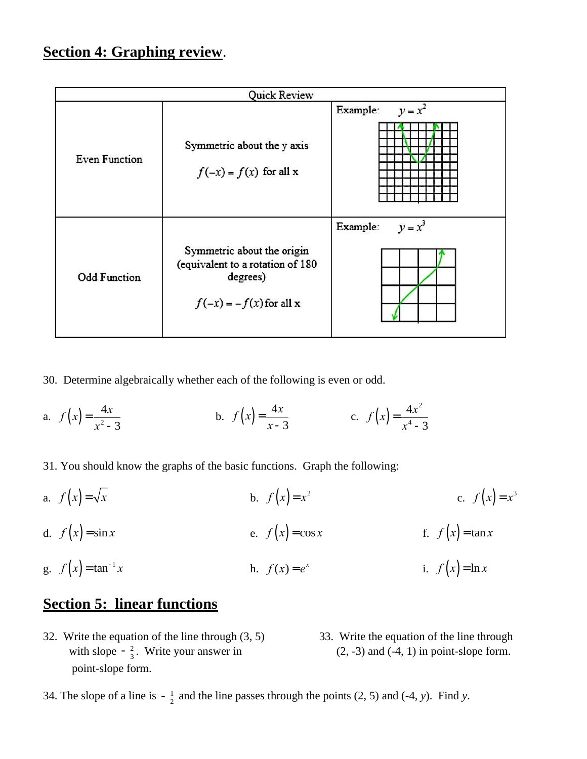## Section 4: Graphing review.

| Quick Review | | |
|---|---|---|
| Even Function | Symmetric about the y axis<br><br>$f(-x) = f(x)$ for all x | Example: $y = x^2$ |
| Odd Function | Symmetric about the origin (equivalent to a rotation of 180 degrees)<br><br>$f(-x) = -f(x)$ for all x | Example: $y = x^3$ |

30. Determine algebraically whether each of the following is even or odd.

a. $f(x) = \dfrac{4x}{x^2 - 3}$ b. $f(x) = \dfrac{4x}{x - 3}$ c. $f(x) = \dfrac{4x^2}{x^4 - 3}$

31. You should know the graphs of the basic functions. Graph the following:

a. $f(x) = \sqrt{x}$ b. $f(x) = x^2$ c. $f(x) = x^3$

d. $f(x) = \sin x$ e. $f(x) = \cos x$ f. $f(x) = \tan x$

g. $f(x) = \tan^{-1} x$ h. $f(x) = e^x$ i. $f(x) = \ln x$

## Section 5: linear functions

32. Write the equation of the line through (3, 5) with slope $-\frac{2}{3}$. Write your answer in point-slope form.

33. Write the equation of the line through (2, -3) and (-4, 1) in point-slope form.

34. The slope of a line is $-\frac{1}{2}$ and the line passes through the points (2, 5) and (-4, *y*). Find *y*.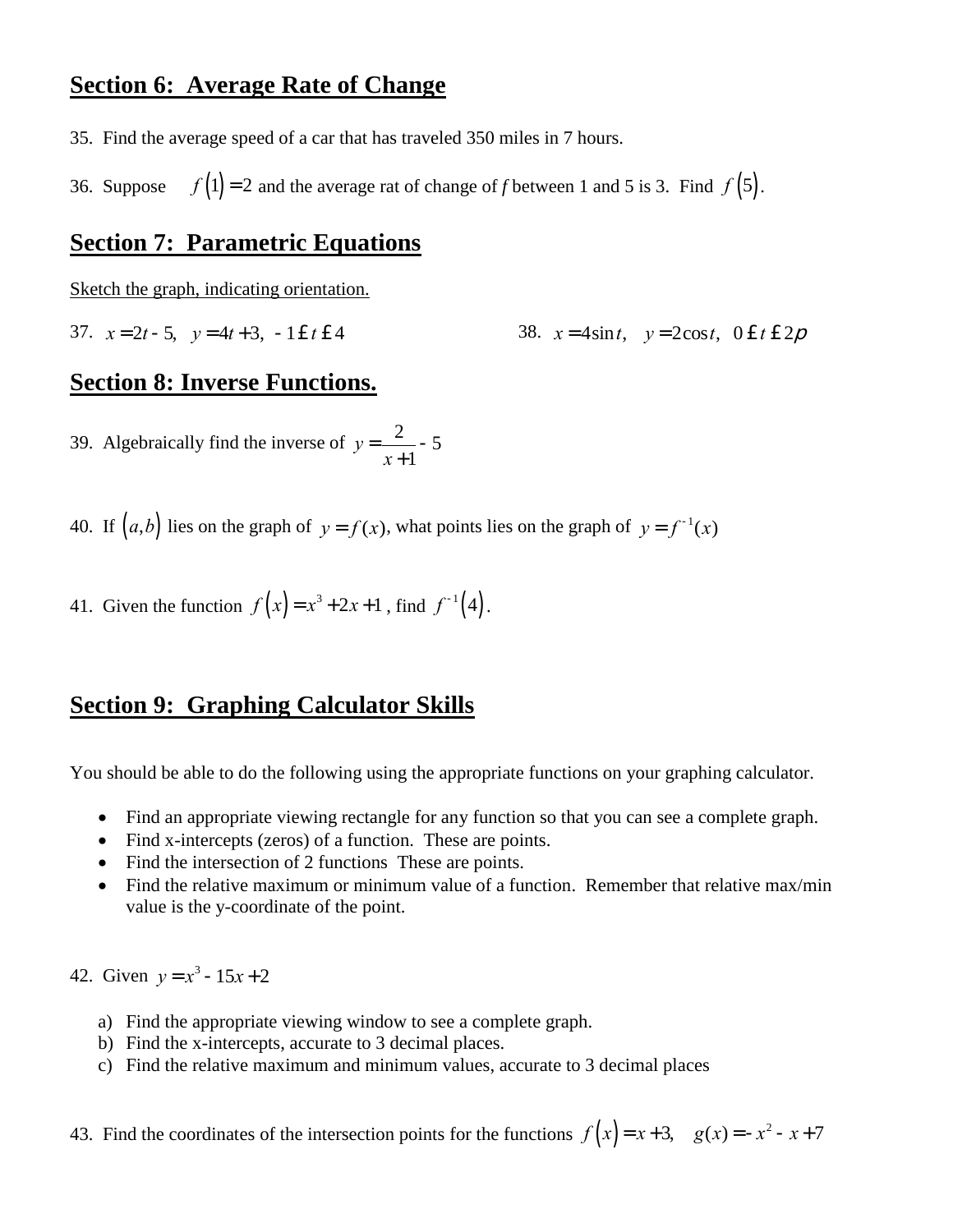## Section 6: Average Rate of Change

35. Find the average speed of a car that has traveled 350 miles in 7 hours.

36. Suppose $f(1) = 2$ and the average rat of change of *f* between 1 and 5 is 3. Find $f(5)$.

## Section 7: Parametric Equations

Sketch the graph, indicating orientation.

37. $x = 2t - 5, \quad y = 4t + 3, \; -1 \le t \le 4$

38. $x = 4\sin t, \quad y = 2\cos t, \; 0 \le t \le 2\pi$

## Section 8: Inverse Functions.

39. Algebraically find the inverse of $y = \dfrac{2}{x+1} - 5$

40. If $(a, b)$ lies on the graph of $y = f(x)$, what points lies on the graph of $y = f^{-1}(x)$

41. Given the function $f(x) = x^3 + 2x + 1$ , find $f^{-1}(4)$.

## Section 9: Graphing Calculator Skills

You should be able to do the following using the appropriate functions on your graphing calculator.

- Find an appropriate viewing rectangle for any function so that you can see a complete graph.
- Find x-intercepts (zeros) of a function. These are points.
- Find the intersection of 2 functions These are points.
- Find the relative maximum or minimum value of a function. Remember that relative max/min value is the y-coordinate of the point.

42. Given $y = x^3 - 15x + 2$

a) Find the appropriate viewing window to see a complete graph.
b) Find the x-intercepts, accurate to 3 decimal places.
c) Find the relative maximum and minimum values, accurate to 3 decimal places

43. Find the coordinates of the intersection points for the functions $f(x) = x + 3, \quad g(x) = -x^2 - x + 7$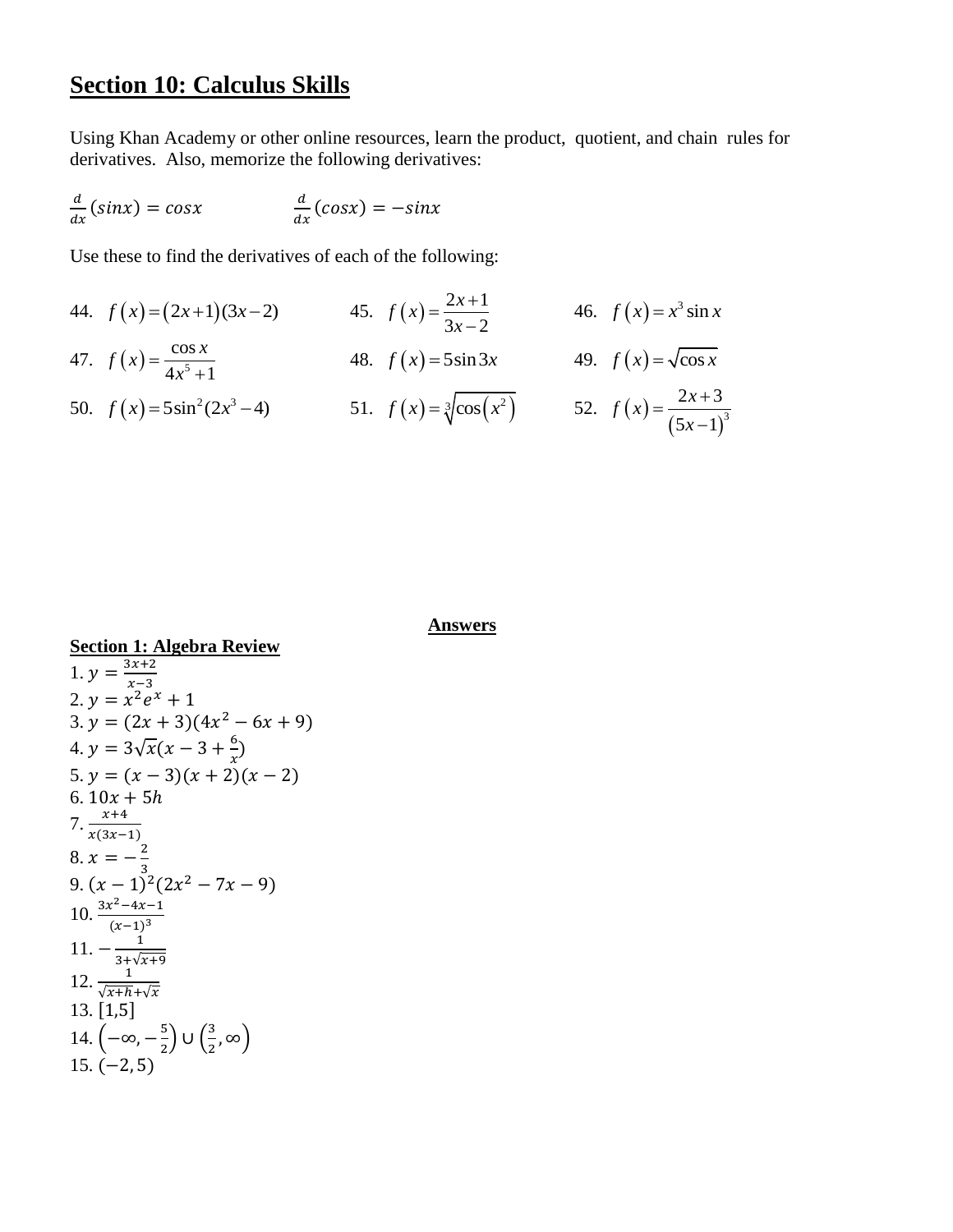## Section 10: Calculus Skills

Using Khan Academy or other online resources, learn the product, quotient, and chain rules for derivatives. Also, memorize the following derivatives:

$\frac{d}{dx}(sinx) = cosx$ $\qquad$ $\frac{d}{dx}(cosx) = -sinx$

Use these to find the derivatives of each of the following:

44. $f(x) = (2x+1)(3x-2)$
45. $f(x) = \dfrac{2x+1}{3x-2}$
46. $f(x) = x^3 \sin x$
47. $f(x) = \dfrac{\cos x}{4x^5+1}$
48. $f(x) = 5\sin 3x$
49. $f(x) = \sqrt{\cos x}$
50. $f(x) = 5\sin^2(2x^3-4)$
51. $f(x) = \sqrt[3]{\cos(x^2)}$
52. $f(x) = \dfrac{2x+3}{(5x-1)^3}$

## Answers

**Section 1: Algebra Review**

1. $y = \frac{3x+2}{x-3}$
2. $y = x^2e^x + 1$
3. $y = (2x+3)(4x^2 - 6x + 9)$
4. $y = 3\sqrt{x}(x - 3 + \frac{6}{x})$
5. $y = (x-3)(x+2)(x-2)$
6. $10x + 5h$
7. $\frac{x+4}{x(3x-1)}$
8. $x = -\frac{2}{3}$
9. $(x-1)^2(2x^2 - 7x - 9)$
10. $\frac{3x^2-4x-1}{(x-1)^3}$
11. $-\frac{1}{3+\sqrt{x+9}}$
12. $\frac{1}{\sqrt{x+h}+\sqrt{x}}$
13. $[1,5]$
14. $\left(-\infty, -\frac{5}{2}\right) \cup \left(\frac{3}{2}, \infty\right)$
15. $(-2, 5)$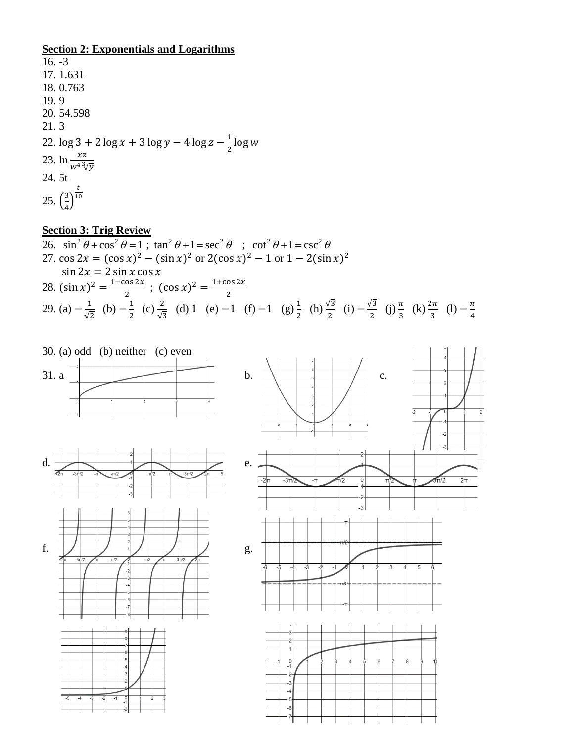**Section 2: Exponentials and Logarithms**

16. -3
17. 1.631
18. 0.763
19. 9
20. 54.598
21. 3
22. $\log 3 + 2\log x + 3\log y - 4\log z - \frac{1}{2}\log w$
23. $\ln \frac{xz}{w^4 \sqrt[3]{y}}$
24. 5t
25. $\left(\frac{3}{4}\right)^{\frac{t}{10}}$

**Section 3: Trig Review**

26. $\sin^2\theta + \cos^2\theta = 1$ ; $\tan^2\theta + 1 = \sec^2\theta$ ; $\cot^2\theta + 1 = \csc^2\theta$
27. $\cos 2x = (\cos x)^2 - (\sin x)^2$ or $2(\cos x)^2 - 1$ or $1 - 2(\sin x)^2$

    $\sin 2x = 2\sin x \cos x$
28. $(\sin x)^2 = \frac{1-\cos 2x}{2}$ ; $(\cos x)^2 = \frac{1+\cos 2x}{2}$
29. (a) $-\frac{1}{\sqrt{2}}$ (b) $-\frac{1}{2}$ (c) $\frac{2}{\sqrt{3}}$ (d) $1$ (e) $-1$ (f) $-1$ (g) $\frac{1}{2}$ (h) $\frac{\sqrt{3}}{2}$ (i) $-\frac{\sqrt{3}}{2}$ (j) $\frac{\pi}{3}$ (k) $\frac{2\pi}{3}$ (l) $-\frac{\pi}{4}$

30. (a) odd (b) neither (c) even

31. a

b.

c.

d.

e.

f.

g.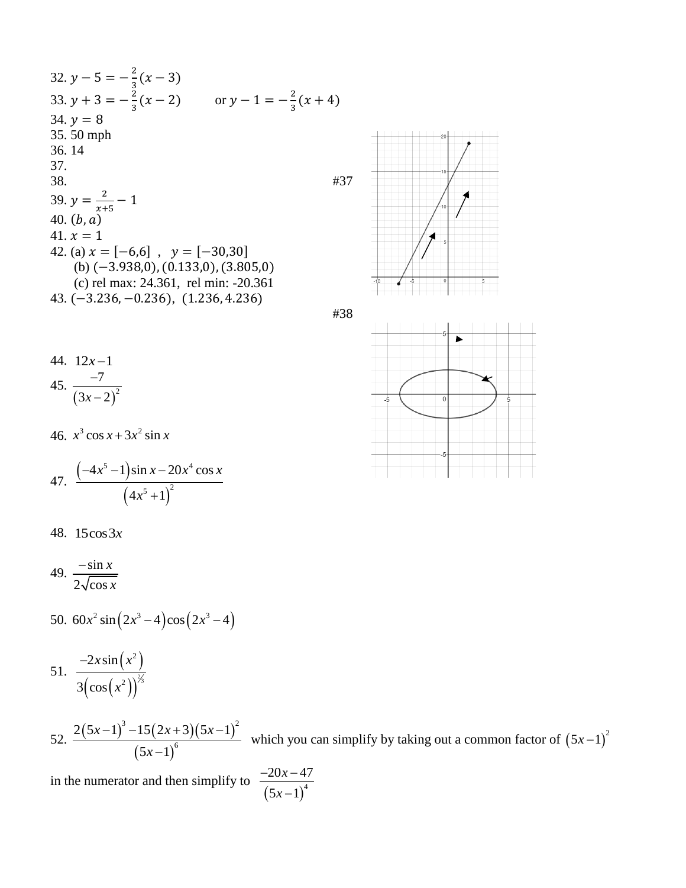32. $y - 5 = -\frac{2}{3}(x - 3)$

33. $y + 3 = -\frac{2}{3}(x - 2)$  or $y - 1 = -\frac{2}{3}(x + 4)$

34. $y = 8$

35. 50 mph

36. 14

37.

38.

39. $y = \frac{2}{x+5} - 1$

40. $(b, a)$

41. $x = 1$

42. (a) $x = [-6,6]$ , $y = [-30,30]$

   (b) $(-3.938,0), (0.133,0), (3.805,0)$

   (c) rel max: 24.361, rel min: -20.361

43. $(-3.236, -0.236)$, $(1.236, 4.236)$

#37

-10
-5
0
5
5
10
15
20

#38

-5
0
5
5
-5

44. $12x - 1$

45. $\dfrac{-7}{(3x-2)^2}$

46. $x^3 \cos x + 3x^2 \sin x$

47. $\dfrac{(-4x^5 - 1)\sin x - 20x^4 \cos x}{(4x^5 + 1)^2}$

48. $15\cos 3x$

49. $\dfrac{-\sin x}{2\sqrt{\cos x}}$

50. $60x^2 \sin(2x^3 - 4)\cos(2x^3 - 4)$

51. $\dfrac{-2x\sin(x^2)}{3(\cos(x^2))^{2/3}}$

52. $\dfrac{2(5x-1)^3 - 15(2x+3)(5x-1)^2}{(5x-1)^6}$ which you can simplify by taking out a common factor of $(5x-1)^2$ in the numerator and then simplify to $\dfrac{-20x-47}{(5x-1)^4}$